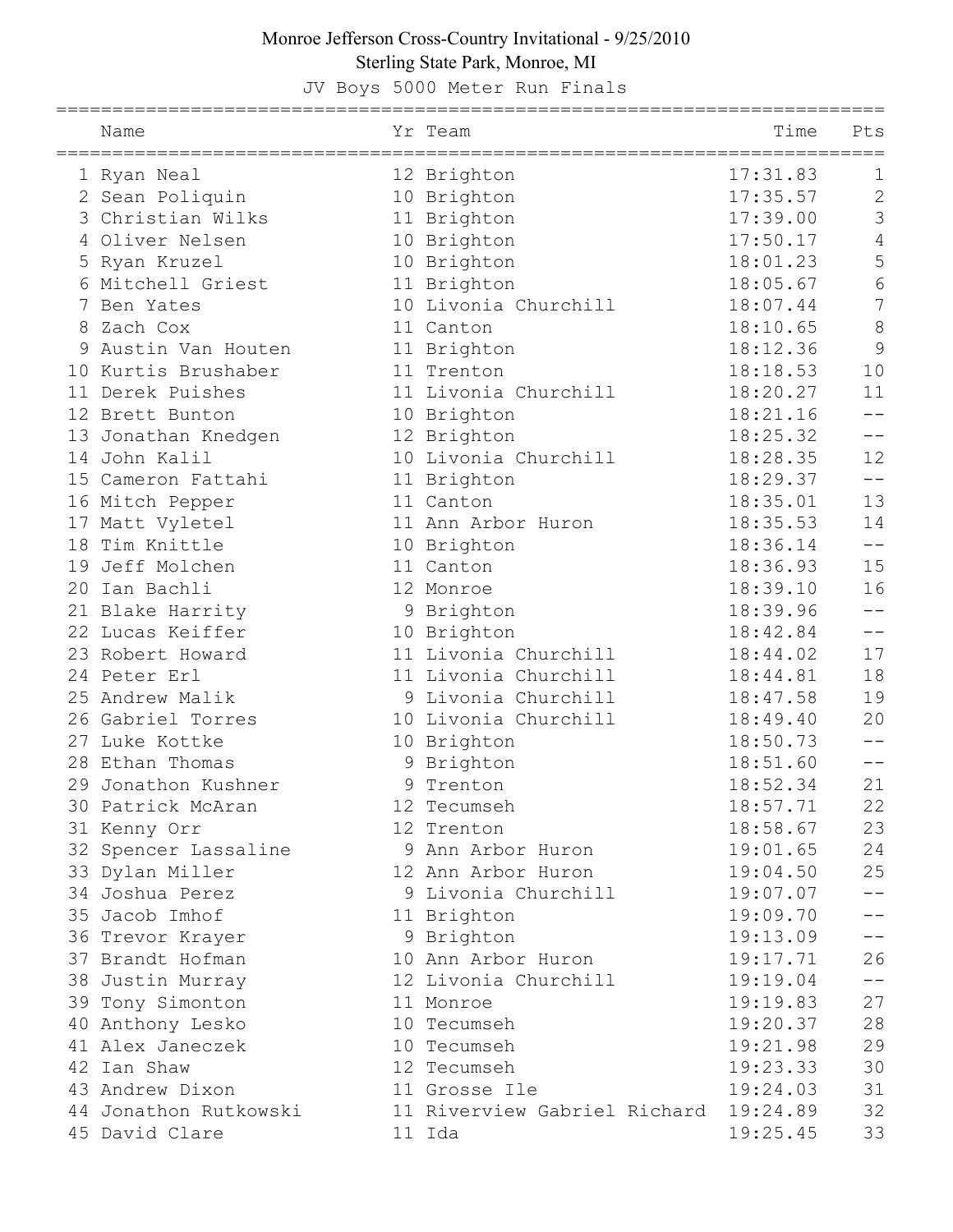# Monroe Jefferson Cross-Country Invitational - 9/25/2010

## Sterling State Park, Monroe, MI

### JV Boys 5000 Meter Run Finals

| | Name | Yr | Team | Time | Pts |
|---|---|---|---|---|---|
| 1 | Ryan Neal | 12 | Brighton | 17:31.83 | 1 |
| 2 | Sean Poliquin | 10 | Brighton | 17:35.57 | 2 |
| 3 | Christian Wilks | 11 | Brighton | 17:39.00 | 3 |
| 4 | Oliver Nelsen | 10 | Brighton | 17:50.17 | 4 |
| 5 | Ryan Kruzel | 10 | Brighton | 18:01.23 | 5 |
| 6 | Mitchell Griest | 11 | Brighton | 18:05.67 | 6 |
| 7 | Ben Yates | 10 | Livonia Churchill | 18:07.44 | 7 |
| 8 | Zach Cox | 11 | Canton | 18:10.65 | 8 |
| 9 | Austin Van Houten | 11 | Brighton | 18:12.36 | 9 |
| 10 | Kurtis Brushaber | 11 | Trenton | 18:18.53 | 10 |
| 11 | Derek Puishes | 11 | Livonia Churchill | 18:20.27 | 11 |
| 12 | Brett Bunton | 10 | Brighton | 18:21.16 | -- |
| 13 | Jonathan Knedgen | 12 | Brighton | 18:25.32 | -- |
| 14 | John Kalil | 10 | Livonia Churchill | 18:28.35 | 12 |
| 15 | Cameron Fattahi | 11 | Brighton | 18:29.37 | -- |
| 16 | Mitch Pepper | 11 | Canton | 18:35.01 | 13 |
| 17 | Matt Vyletel | 11 | Ann Arbor Huron | 18:35.53 | 14 |
| 18 | Tim Knittle | 10 | Brighton | 18:36.14 | -- |
| 19 | Jeff Molchen | 11 | Canton | 18:36.93 | 15 |
| 20 | Ian Bachli | 12 | Monroe | 18:39.10 | 16 |
| 21 | Blake Harrity | 9 | Brighton | 18:39.96 | -- |
| 22 | Lucas Keiffer | 10 | Brighton | 18:42.84 | -- |
| 23 | Robert Howard | 11 | Livonia Churchill | 18:44.02 | 17 |
| 24 | Peter Erl | 11 | Livonia Churchill | 18:44.81 | 18 |
| 25 | Andrew Malik | 9 | Livonia Churchill | 18:47.58 | 19 |
| 26 | Gabriel Torres | 10 | Livonia Churchill | 18:49.40 | 20 |
| 27 | Luke Kottke | 10 | Brighton | 18:50.73 | -- |
| 28 | Ethan Thomas | 9 | Brighton | 18:51.60 | -- |
| 29 | Jonathon Kushner | 9 | Trenton | 18:52.34 | 21 |
| 30 | Patrick McAran | 12 | Tecumseh | 18:57.71 | 22 |
| 31 | Kenny Orr | 12 | Trenton | 18:58.67 | 23 |
| 32 | Spencer Lassaline | 9 | Ann Arbor Huron | 19:01.65 | 24 |
| 33 | Dylan Miller | 12 | Ann Arbor Huron | 19:04.50 | 25 |
| 34 | Joshua Perez | 9 | Livonia Churchill | 19:07.07 | -- |
| 35 | Jacob Imhof | 11 | Brighton | 19:09.70 | -- |
| 36 | Trevor Krayer | 9 | Brighton | 19:13.09 | -- |
| 37 | Brandt Hofman | 10 | Ann Arbor Huron | 19:17.71 | 26 |
| 38 | Justin Murray | 12 | Livonia Churchill | 19:19.04 | -- |
| 39 | Tony Simonton | 11 | Monroe | 19:19.83 | 27 |
| 40 | Anthony Lesko | 10 | Tecumseh | 19:20.37 | 28 |
| 41 | Alex Janeczek | 10 | Tecumseh | 19:21.98 | 29 |
| 42 | Ian Shaw | 12 | Tecumseh | 19:23.33 | 30 |
| 43 | Andrew Dixon | 11 | Grosse Ile | 19:24.03 | 31 |
| 44 | Jonathon Rutkowski | 11 | Riverview Gabriel Richard | 19:24.89 | 32 |
| 45 | David Clare | 11 | Ida | 19:25.45 | 33 |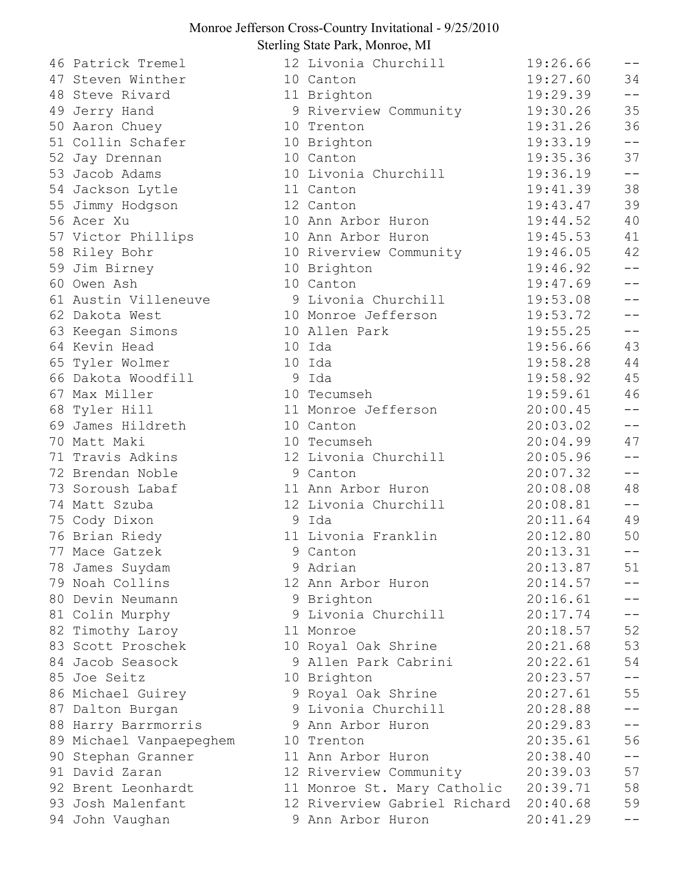Monroe Jefferson Cross-Country Invitational - 9/25/2010
Sterling State Park, Monroe, MI

| Place | Name | Yr | School | Time | Score |
|---|---|---|---|---|---|
| 46 | Patrick Tremel | 12 | Livonia Churchill | 19:26.66 | -- |
| 47 | Steven Winther | 10 | Canton | 19:27.60 | 34 |
| 48 | Steve Rivard | 11 | Brighton | 19:29.39 | -- |
| 49 | Jerry Hand | 9 | Riverview Community | 19:30.26 | 35 |
| 50 | Aaron Chuey | 10 | Trenton | 19:31.26 | 36 |
| 51 | Collin Schafer | 10 | Brighton | 19:33.19 | -- |
| 52 | Jay Drennan | 10 | Canton | 19:35.36 | 37 |
| 53 | Jacob Adams | 10 | Livonia Churchill | 19:36.19 | -- |
| 54 | Jackson Lytle | 11 | Canton | 19:41.39 | 38 |
| 55 | Jimmy Hodgson | 12 | Canton | 19:43.47 | 39 |
| 56 | Acer Xu | 10 | Ann Arbor Huron | 19:44.52 | 40 |
| 57 | Victor Phillips | 10 | Ann Arbor Huron | 19:45.53 | 41 |
| 58 | Riley Bohr | 10 | Riverview Community | 19:46.05 | 42 |
| 59 | Jim Birney | 10 | Brighton | 19:46.92 | -- |
| 60 | Owen Ash | 10 | Canton | 19:47.69 | -- |
| 61 | Austin Villeneuve | 9 | Livonia Churchill | 19:53.08 | -- |
| 62 | Dakota West | 10 | Monroe Jefferson | 19:53.72 | -- |
| 63 | Keegan Simons | 10 | Allen Park | 19:55.25 | -- |
| 64 | Kevin Head | 10 | Ida | 19:56.66 | 43 |
| 65 | Tyler Wolmer | 10 | Ida | 19:58.28 | 44 |
| 66 | Dakota Woodfill | 9 | Ida | 19:58.92 | 45 |
| 67 | Max Miller | 10 | Tecumseh | 19:59.61 | 46 |
| 68 | Tyler Hill | 11 | Monroe Jefferson | 20:00.45 | -- |
| 69 | James Hildreth | 10 | Canton | 20:03.02 | -- |
| 70 | Matt Maki | 10 | Tecumseh | 20:04.99 | 47 |
| 71 | Travis Adkins | 12 | Livonia Churchill | 20:05.96 | -- |
| 72 | Brendan Noble | 9 | Canton | 20:07.32 | -- |
| 73 | Soroush Labaf | 11 | Ann Arbor Huron | 20:08.08 | 48 |
| 74 | Matt Szuba | 12 | Livonia Churchill | 20:08.81 | -- |
| 75 | Cody Dixon | 9 | Ida | 20:11.64 | 49 |
| 76 | Brian Riedy | 11 | Livonia Franklin | 20:12.80 | 50 |
| 77 | Mace Gatzek | 9 | Canton | 20:13.31 | -- |
| 78 | James Suydam | 9 | Adrian | 20:13.87 | 51 |
| 79 | Noah Collins | 12 | Ann Arbor Huron | 20:14.57 | -- |
| 80 | Devin Neumann | 9 | Brighton | 20:16.61 | -- |
| 81 | Colin Murphy | 9 | Livonia Churchill | 20:17.74 | -- |
| 82 | Timothy Laroy | 11 | Monroe | 20:18.57 | 52 |
| 83 | Scott Proschek | 10 | Royal Oak Shrine | 20:21.68 | 53 |
| 84 | Jacob Seasock | 9 | Allen Park Cabrini | 20:22.61 | 54 |
| 85 | Joe Seitz | 10 | Brighton | 20:23.57 | -- |
| 86 | Michael Guirey | 9 | Royal Oak Shrine | 20:27.61 | 55 |
| 87 | Dalton Burgan | 9 | Livonia Churchill | 20:28.88 | -- |
| 88 | Harry Barrmorris | 9 | Ann Arbor Huron | 20:29.83 | -- |
| 89 | Michael Vanpaepeghem | 10 | Trenton | 20:35.61 | 56 |
| 90 | Stephan Granner | 11 | Ann Arbor Huron | 20:38.40 | -- |
| 91 | David Zaran | 12 | Riverview Community | 20:39.03 | 57 |
| 92 | Brent Leonhardt | 11 | Monroe St. Mary Catholic | 20:39.71 | 58 |
| 93 | Josh Malenfant | 12 | Riverview Gabriel Richard | 20:40.68 | 59 |
| 94 | John Vaughan | 9 | Ann Arbor Huron | 20:41.29 | -- |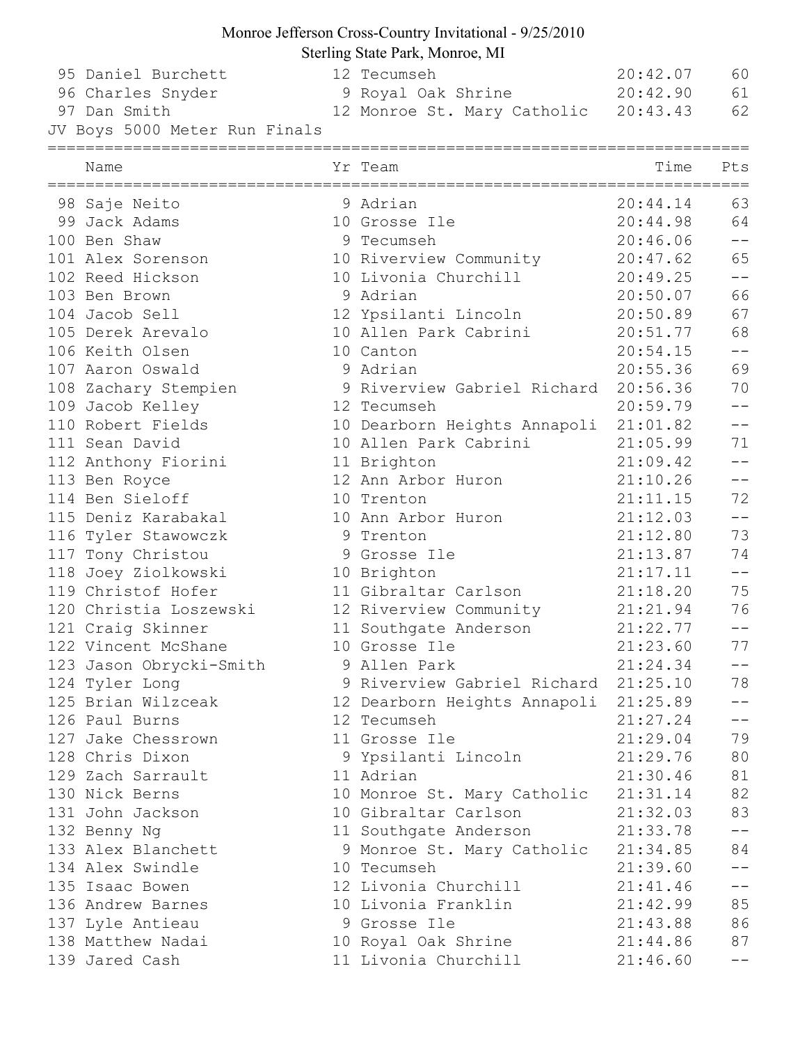Monroe Jefferson Cross-Country Invitational - 9/25/2010
Sterling State Park, Monroe, MI

| | Name | Yr | Team | Time | Pts |
|---|---|---|---|---|---|
| 95 | Daniel Burchett | 12 | Tecumseh | 20:42.07 | 60 |
| 96 | Charles Snyder | 9 | Royal Oak Shrine | 20:42.90 | 61 |
| 97 | Dan Smith | 12 | Monroe St. Mary Catholic | 20:43.43 | 62 |

JV Boys 5000 Meter Run Finals

| | Name | Yr | Team | Time | Pts |
|---|---|---|---|---|---|
| 98 | Saje Neito | 9 | Adrian | 20:44.14 | 63 |
| 99 | Jack Adams | 10 | Grosse Ile | 20:44.98 | 64 |
| 100 | Ben Shaw | 9 | Tecumseh | 20:46.06 | -- |
| 101 | Alex Sorenson | 10 | Riverview Community | 20:47.62 | 65 |
| 102 | Reed Hickson | 10 | Livonia Churchill | 20:49.25 | -- |
| 103 | Ben Brown | 9 | Adrian | 20:50.07 | 66 |
| 104 | Jacob Sell | 12 | Ypsilanti Lincoln | 20:50.89 | 67 |
| 105 | Derek Arevalo | 10 | Allen Park Cabrini | 20:51.77 | 68 |
| 106 | Keith Olsen | 10 | Canton | 20:54.15 | -- |
| 107 | Aaron Oswald | 9 | Adrian | 20:55.36 | 69 |
| 108 | Zachary Stempien | 9 | Riverview Gabriel Richard | 20:56.36 | 70 |
| 109 | Jacob Kelley | 12 | Tecumseh | 20:59.79 | -- |
| 110 | Robert Fields | 10 | Dearborn Heights Annapoli | 21:01.82 | -- |
| 111 | Sean David | 10 | Allen Park Cabrini | 21:05.99 | 71 |
| 112 | Anthony Fiorini | 11 | Brighton | 21:09.42 | -- |
| 113 | Ben Royce | 12 | Ann Arbor Huron | 21:10.26 | -- |
| 114 | Ben Sieloff | 10 | Trenton | 21:11.15 | 72 |
| 115 | Deniz Karabakal | 10 | Ann Arbor Huron | 21:12.03 | -- |
| 116 | Tyler Stawowczk | 9 | Trenton | 21:12.80 | 73 |
| 117 | Tony Christou | 9 | Grosse Ile | 21:13.87 | 74 |
| 118 | Joey Ziolkowski | 10 | Brighton | 21:17.11 | -- |
| 119 | Christof Hofer | 11 | Gibraltar Carlson | 21:18.20 | 75 |
| 120 | Christia Loszewski | 12 | Riverview Community | 21:21.94 | 76 |
| 121 | Craig Skinner | 11 | Southgate Anderson | 21:22.77 | -- |
| 122 | Vincent McShane | 10 | Grosse Ile | 21:23.60 | 77 |
| 123 | Jason Obrycki-Smith | 9 | Allen Park | 21:24.34 | -- |
| 124 | Tyler Long | 9 | Riverview Gabriel Richard | 21:25.10 | 78 |
| 125 | Brian Wilzceak | 12 | Dearborn Heights Annapoli | 21:25.89 | -- |
| 126 | Paul Burns | 12 | Tecumseh | 21:27.24 | -- |
| 127 | Jake Chessrown | 11 | Grosse Ile | 21:29.04 | 79 |
| 128 | Chris Dixon | 9 | Ypsilanti Lincoln | 21:29.76 | 80 |
| 129 | Zach Sarrault | 11 | Adrian | 21:30.46 | 81 |
| 130 | Nick Berns | 10 | Monroe St. Mary Catholic | 21:31.14 | 82 |
| 131 | John Jackson | 10 | Gibraltar Carlson | 21:32.03 | 83 |
| 132 | Benny Ng | 11 | Southgate Anderson | 21:33.78 | -- |
| 133 | Alex Blanchett | 9 | Monroe St. Mary Catholic | 21:34.85 | 84 |
| 134 | Alex Swindle | 10 | Tecumseh | 21:39.60 | -- |
| 135 | Isaac Bowen | 12 | Livonia Churchill | 21:41.46 | -- |
| 136 | Andrew Barnes | 10 | Livonia Franklin | 21:42.99 | 85 |
| 137 | Lyle Antieau | 9 | Grosse Ile | 21:43.88 | 86 |
| 138 | Matthew Nadai | 10 | Royal Oak Shrine | 21:44.86 | 87 |
| 139 | Jared Cash | 11 | Livonia Churchill | 21:46.60 | -- |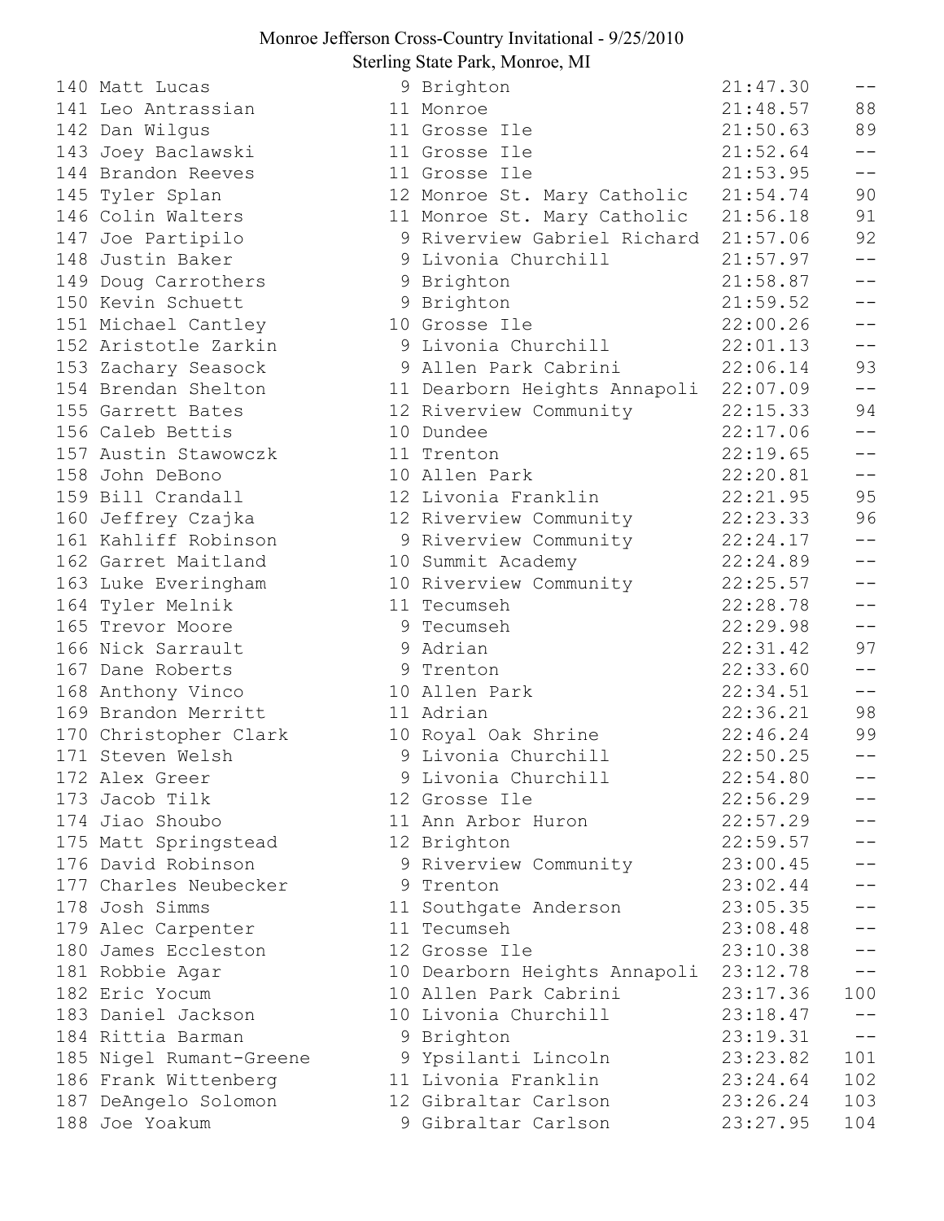Monroe Jefferson Cross-Country Invitational - 9/25/2010
Sterling State Park, Monroe, MI

| Place | Name | Year | School | Time | Points |
|---|---|---|---|---|---|
| 140 | Matt Lucas | 9 | Brighton | 21:47.30 | -- |
| 141 | Leo Antrassian | 11 | Monroe | 21:48.57 | 88 |
| 142 | Dan Wilgus | 11 | Grosse Ile | 21:50.63 | 89 |
| 143 | Joey Baclawski | 11 | Grosse Ile | 21:52.64 | -- |
| 144 | Brandon Reeves | 11 | Grosse Ile | 21:53.95 | -- |
| 145 | Tyler Splan | 12 | Monroe St. Mary Catholic | 21:54.74 | 90 |
| 146 | Colin Walters | 11 | Monroe St. Mary Catholic | 21:56.18 | 91 |
| 147 | Joe Partipilo | 9 | Riverview Gabriel Richard | 21:57.06 | 92 |
| 148 | Justin Baker | 9 | Livonia Churchill | 21:57.97 | -- |
| 149 | Doug Carrothers | 9 | Brighton | 21:58.87 | -- |
| 150 | Kevin Schuett | 9 | Brighton | 21:59.52 | -- |
| 151 | Michael Cantley | 10 | Grosse Ile | 22:00.26 | -- |
| 152 | Aristotle Zarkin | 9 | Livonia Churchill | 22:01.13 | -- |
| 153 | Zachary Seasock | 9 | Allen Park Cabrini | 22:06.14 | 93 |
| 154 | Brendan Shelton | 11 | Dearborn Heights Annapoli | 22:07.09 | -- |
| 155 | Garrett Bates | 12 | Riverview Community | 22:15.33 | 94 |
| 156 | Caleb Bettis | 10 | Dundee | 22:17.06 | -- |
| 157 | Austin Stawowczk | 11 | Trenton | 22:19.65 | -- |
| 158 | John DeBono | 10 | Allen Park | 22:20.81 | -- |
| 159 | Bill Crandall | 12 | Livonia Franklin | 22:21.95 | 95 |
| 160 | Jeffrey Czajka | 12 | Riverview Community | 22:23.33 | 96 |
| 161 | Kahliff Robinson | 9 | Riverview Community | 22:24.17 | -- |
| 162 | Garret Maitland | 10 | Summit Academy | 22:24.89 | -- |
| 163 | Luke Everingham | 10 | Riverview Community | 22:25.57 | -- |
| 164 | Tyler Melnik | 11 | Tecumseh | 22:28.78 | -- |
| 165 | Trevor Moore | 9 | Tecumseh | 22:29.98 | -- |
| 166 | Nick Sarrault | 9 | Adrian | 22:31.42 | 97 |
| 167 | Dane Roberts | 9 | Trenton | 22:33.60 | -- |
| 168 | Anthony Vinco | 10 | Allen Park | 22:34.51 | -- |
| 169 | Brandon Merritt | 11 | Adrian | 22:36.21 | 98 |
| 170 | Christopher Clark | 10 | Royal Oak Shrine | 22:46.24 | 99 |
| 171 | Steven Welsh | 9 | Livonia Churchill | 22:50.25 | -- |
| 172 | Alex Greer | 9 | Livonia Churchill | 22:54.80 | -- |
| 173 | Jacob Tilk | 12 | Grosse Ile | 22:56.29 | -- |
| 174 | Jiao Shoubo | 11 | Ann Arbor Huron | 22:57.29 | -- |
| 175 | Matt Springstead | 12 | Brighton | 22:59.57 | -- |
| 176 | David Robinson | 9 | Riverview Community | 23:00.45 | -- |
| 177 | Charles Neubecker | 9 | Trenton | 23:02.44 | -- |
| 178 | Josh Simms | 11 | Southgate Anderson | 23:05.35 | -- |
| 179 | Alec Carpenter | 11 | Tecumseh | 23:08.48 | -- |
| 180 | James Eccleston | 12 | Grosse Ile | 23:10.38 | -- |
| 181 | Robbie Agar | 10 | Dearborn Heights Annapoli | 23:12.78 | -- |
| 182 | Eric Yocum | 10 | Allen Park Cabrini | 23:17.36 | 100 |
| 183 | Daniel Jackson | 10 | Livonia Churchill | 23:18.47 | -- |
| 184 | Rittia Barman | 9 | Brighton | 23:19.31 | -- |
| 185 | Nigel Rumant-Greene | 9 | Ypsilanti Lincoln | 23:23.82 | 101 |
| 186 | Frank Wittenberg | 11 | Livonia Franklin | 23:24.64 | 102 |
| 187 | DeAngelo Solomon | 12 | Gibraltar Carlson | 23:26.24 | 103 |
| 188 | Joe Yoakum | 9 | Gibraltar Carlson | 23:27.95 | 104 |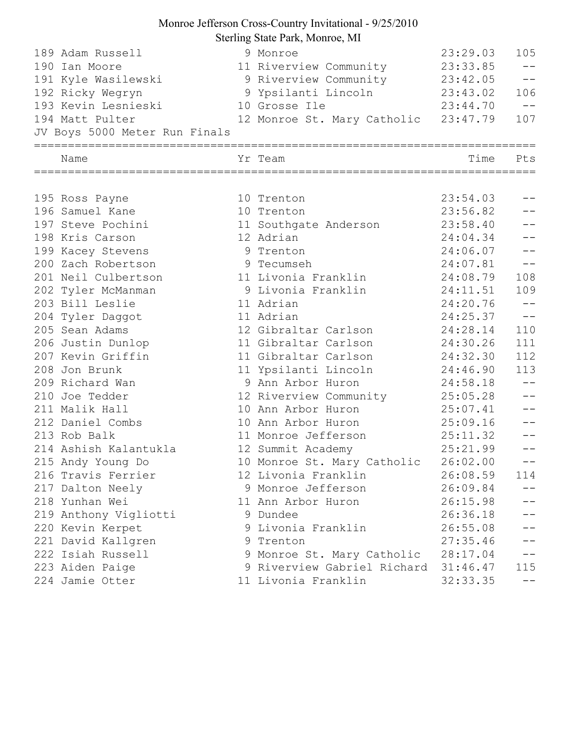| | | | | | |
|---|---|---|---|---|---|
| 189 | Adam Russell | 9 | Monroe | 23:29.03 | 105 |
| 190 | Ian Moore | 11 | Riverview Community | 23:33.85 | -- |
| 191 | Kyle Wasilewski | 9 | Riverview Community | 23:42.05 | -- |
| 192 | Ricky Wegryn | 9 | Ypsilanti Lincoln | 23:43.02 | 106 |
| 193 | Kevin Lesnieski | 10 | Grosse Ile | 23:44.70 | -- |
| 194 | Matt Pulter | 12 | Monroe St. Mary Catholic | 23:47.79 | 107 |

## JV Boys 5000 Meter Run Finals

| | Name | Yr | Team | Time | Pts |
|---|---|---|---|---|---|
| 195 | Ross Payne | 10 | Trenton | 23:54.03 | -- |
| 196 | Samuel Kane | 10 | Trenton | 23:56.82 | -- |
| 197 | Steve Pochini | 11 | Southgate Anderson | 23:58.40 | -- |
| 198 | Kris Carson | 12 | Adrian | 24:04.34 | -- |
| 199 | Kacey Stevens | 9 | Trenton | 24:06.07 | -- |
| 200 | Zach Robertson | 9 | Tecumseh | 24:07.81 | -- |
| 201 | Neil Culbertson | 11 | Livonia Franklin | 24:08.79 | 108 |
| 202 | Tyler McManman | 9 | Livonia Franklin | 24:11.51 | 109 |
| 203 | Bill Leslie | 11 | Adrian | 24:20.76 | -- |
| 204 | Tyler Daggot | 11 | Adrian | 24:25.37 | -- |
| 205 | Sean Adams | 12 | Gibraltar Carlson | 24:28.14 | 110 |
| 206 | Justin Dunlop | 11 | Gibraltar Carlson | 24:30.26 | 111 |
| 207 | Kevin Griffin | 11 | Gibraltar Carlson | 24:32.30 | 112 |
| 208 | Jon Brunk | 11 | Ypsilanti Lincoln | 24:46.90 | 113 |
| 209 | Richard Wan | 9 | Ann Arbor Huron | 24:58.18 | -- |
| 210 | Joe Tedder | 12 | Riverview Community | 25:05.28 | -- |
| 211 | Malik Hall | 10 | Ann Arbor Huron | 25:07.41 | -- |
| 212 | Daniel Combs | 10 | Ann Arbor Huron | 25:09.16 | -- |
| 213 | Rob Balk | 11 | Monroe Jefferson | 25:11.32 | -- |
| 214 | Ashish Kalantukla | 12 | Summit Academy | 25:21.99 | -- |
| 215 | Andy Young Do | 10 | Monroe St. Mary Catholic | 26:02.00 | -- |
| 216 | Travis Ferrier | 12 | Livonia Franklin | 26:08.59 | 114 |
| 217 | Dalton Neely | 9 | Monroe Jefferson | 26:09.84 | -- |
| 218 | Yunhan Wei | 11 | Ann Arbor Huron | 26:15.98 | -- |
| 219 | Anthony Vigliotti | 9 | Dundee | 26:36.18 | -- |
| 220 | Kevin Kerpet | 9 | Livonia Franklin | 26:55.08 | -- |
| 221 | David Kallgren | 9 | Trenton | 27:35.46 | -- |
| 222 | Isiah Russell | 9 | Monroe St. Mary Catholic | 28:17.04 | -- |
| 223 | Aiden Paige | 9 | Riverview Gabriel Richard | 31:46.47 | 115 |
| 224 | Jamie Otter | 11 | Livonia Franklin | 32:33.35 | -- |